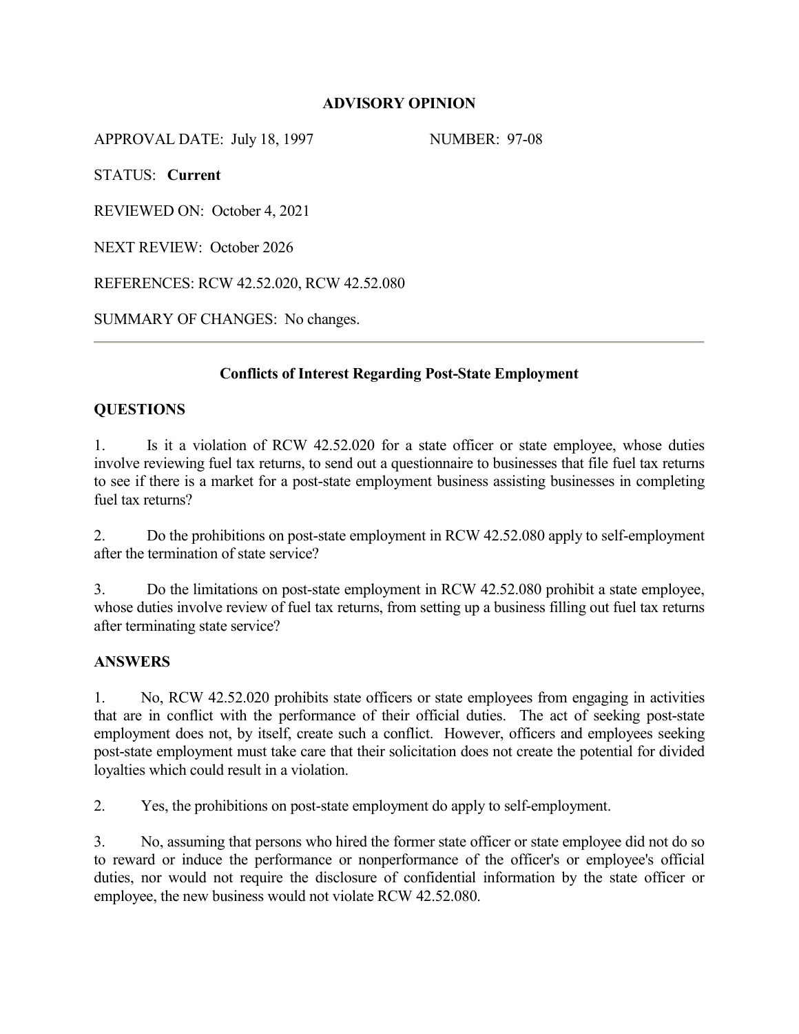# ADVISORY OPINION

APPROVAL DATE: July 18, 1997 NUMBER: 97-08

STATUS: **Current**

REVIEWED ON: October 4, 2021

NEXT REVIEW: October 2026

REFERENCES: RCW 42.52.020, RCW 42.52.080

SUMMARY OF CHANGES: No changes.

---

## Conflicts of Interest Regarding Post-State Employment

### QUESTIONS

1. Is it a violation of RCW 42.52.020 for a state officer or state employee, whose duties involve reviewing fuel tax returns, to send out a questionnaire to businesses that file fuel tax returns to see if there is a market for a post-state employment business assisting businesses in completing fuel tax returns?

2. Do the prohibitions on post-state employment in RCW 42.52.080 apply to self-employment after the termination of state service?

3. Do the limitations on post-state employment in RCW 42.52.080 prohibit a state employee, whose duties involve review of fuel tax returns, from setting up a business filling out fuel tax returns after terminating state service?

### ANSWERS

1. No, RCW 42.52.020 prohibits state officers or state employees from engaging in activities that are in conflict with the performance of their official duties. The act of seeking post-state employment does not, by itself, create such a conflict. However, officers and employees seeking post-state employment must take care that their solicitation does not create the potential for divided loyalties which could result in a violation.

2. Yes, the prohibitions on post-state employment do apply to self-employment.

3. No, assuming that persons who hired the former state officer or state employee did not do so to reward or induce the performance or nonperformance of the officer's or employee's official duties, nor would not require the disclosure of confidential information by the state officer or employee, the new business would not violate RCW 42.52.080.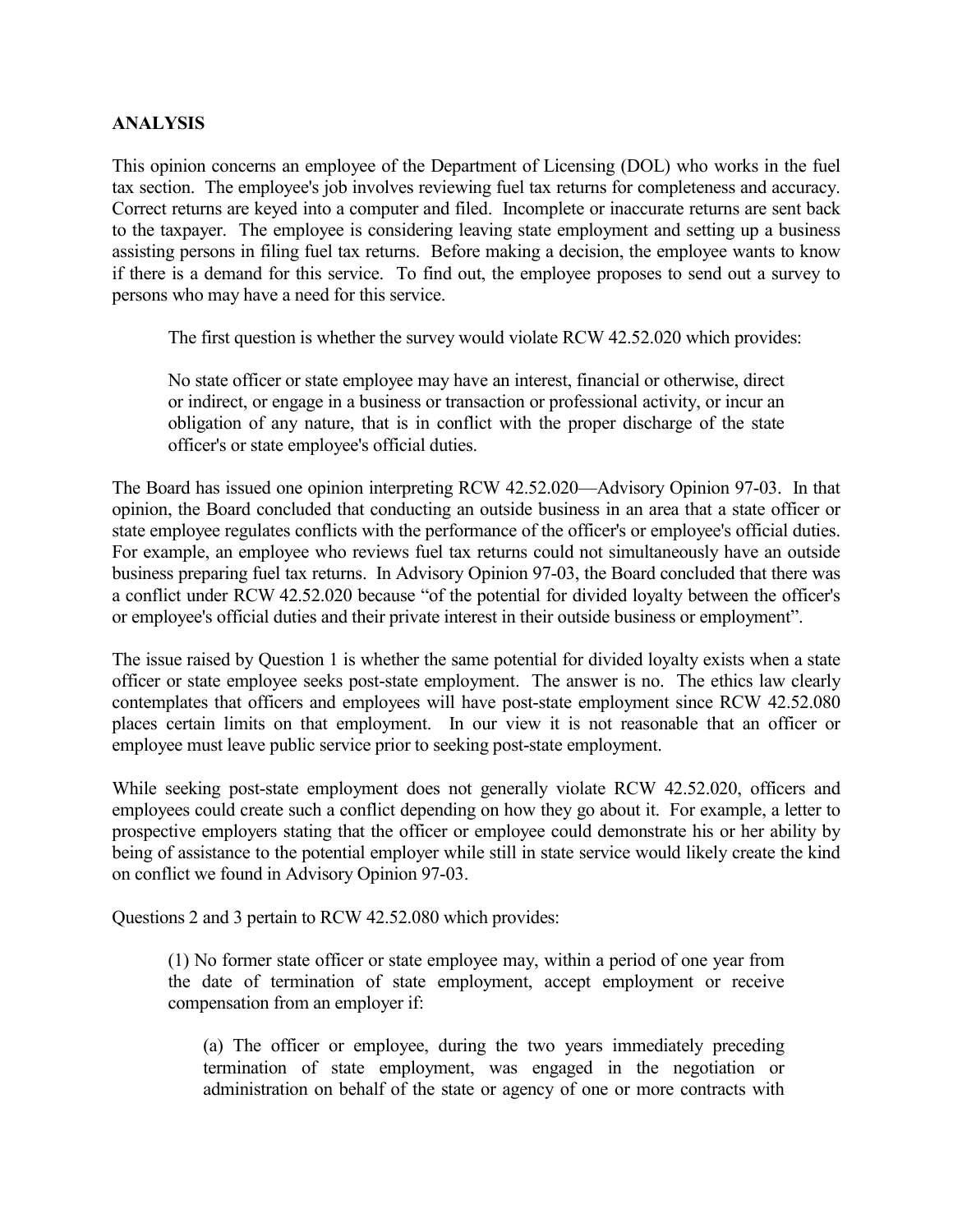## ANALYSIS

This opinion concerns an employee of the Department of Licensing (DOL) who works in the fuel tax section. The employee's job involves reviewing fuel tax returns for completeness and accuracy. Correct returns are keyed into a computer and filed. Incomplete or inaccurate returns are sent back to the taxpayer. The employee is considering leaving state employment and setting up a business assisting persons in filing fuel tax returns. Before making a decision, the employee wants to know if there is a demand for this service. To find out, the employee proposes to send out a survey to persons who may have a need for this service.

The first question is whether the survey would violate RCW 42.52.020 which provides:

> No state officer or state employee may have an interest, financial or otherwise, direct or indirect, or engage in a business or transaction or professional activity, or incur an obligation of any nature, that is in conflict with the proper discharge of the state officer's or state employee's official duties.

The Board has issued one opinion interpreting RCW 42.52.020—Advisory Opinion 97-03. In that opinion, the Board concluded that conducting an outside business in an area that a state officer or state employee regulates conflicts with the performance of the officer's or employee's official duties. For example, an employee who reviews fuel tax returns could not simultaneously have an outside business preparing fuel tax returns. In Advisory Opinion 97-03, the Board concluded that there was a conflict under RCW 42.52.020 because "of the potential for divided loyalty between the officer's or employee's official duties and their private interest in their outside business or employment".

The issue raised by Question 1 is whether the same potential for divided loyalty exists when a state officer or state employee seeks post-state employment. The answer is no. The ethics law clearly contemplates that officers and employees will have post-state employment since RCW 42.52.080 places certain limits on that employment. In our view it is not reasonable that an officer or employee must leave public service prior to seeking post-state employment.

While seeking post-state employment does not generally violate RCW 42.52.020, officers and employees could create such a conflict depending on how they go about it. For example, a letter to prospective employers stating that the officer or employee could demonstrate his or her ability by being of assistance to the potential employer while still in state service would likely create the kind on conflict we found in Advisory Opinion 97-03.

Questions 2 and 3 pertain to RCW 42.52.080 which provides:

> (1) No former state officer or state employee may, within a period of one year from the date of termination of state employment, accept employment or receive compensation from an employer if:
>
> > (a) The officer or employee, during the two years immediately preceding termination of state employment, was engaged in the negotiation or administration on behalf of the state or agency of one or more contracts with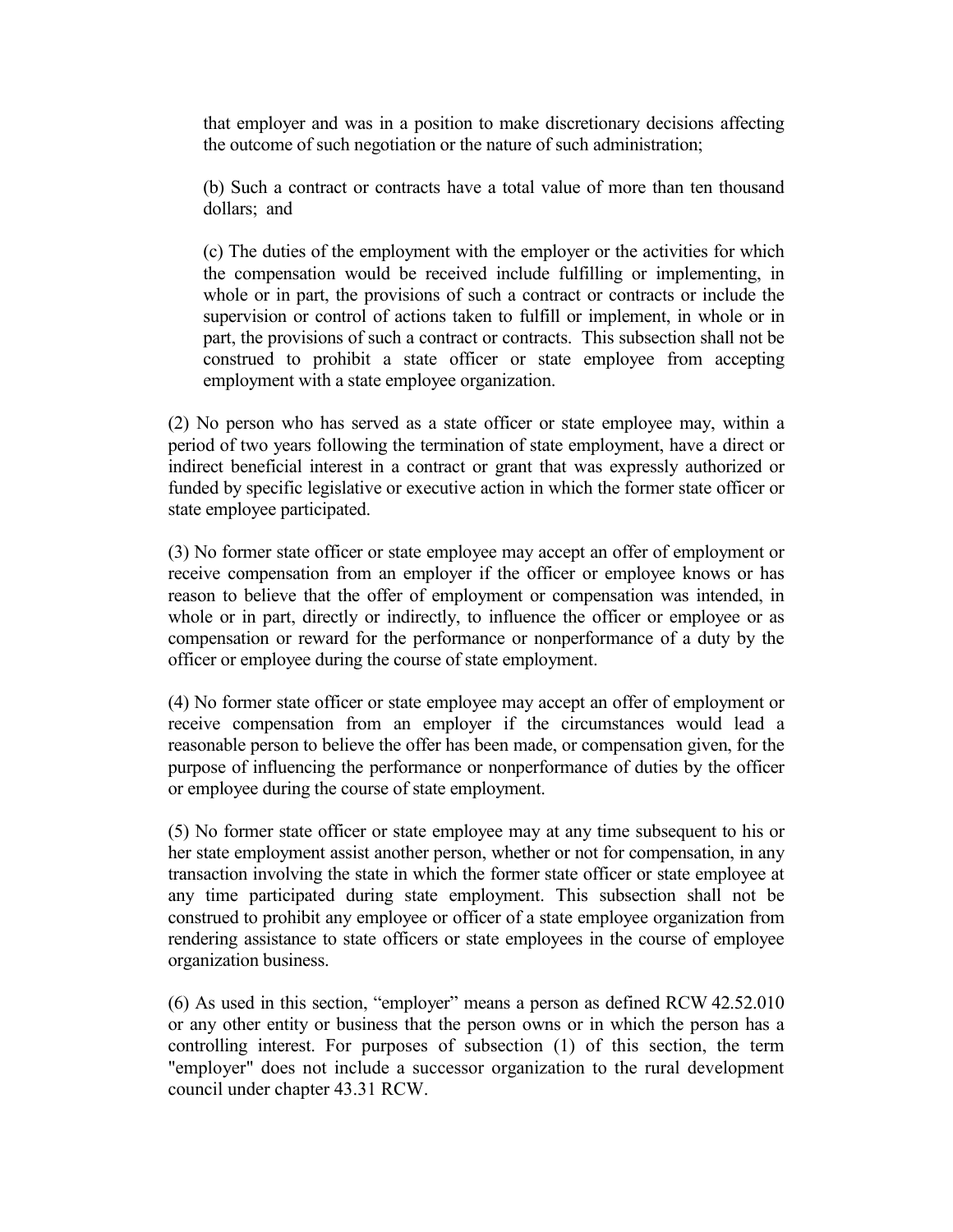that employer and was in a position to make discretionary decisions affecting the outcome of such negotiation or the nature of such administration;

(b) Such a contract or contracts have a total value of more than ten thousand dollars; and

(c) The duties of the employment with the employer or the activities for which the compensation would be received include fulfilling or implementing, in whole or in part, the provisions of such a contract or contracts or include the supervision or control of actions taken to fulfill or implement, in whole or in part, the provisions of such a contract or contracts. This subsection shall not be construed to prohibit a state officer or state employee from accepting employment with a state employee organization.

(2) No person who has served as a state officer or state employee may, within a period of two years following the termination of state employment, have a direct or indirect beneficial interest in a contract or grant that was expressly authorized or funded by specific legislative or executive action in which the former state officer or state employee participated.

(3) No former state officer or state employee may accept an offer of employment or receive compensation from an employer if the officer or employee knows or has reason to believe that the offer of employment or compensation was intended, in whole or in part, directly or indirectly, to influence the officer or employee or as compensation or reward for the performance or nonperformance of a duty by the officer or employee during the course of state employment.

(4) No former state officer or state employee may accept an offer of employment or receive compensation from an employer if the circumstances would lead a reasonable person to believe the offer has been made, or compensation given, for the purpose of influencing the performance or nonperformance of duties by the officer or employee during the course of state employment.

(5) No former state officer or state employee may at any time subsequent to his or her state employment assist another person, whether or not for compensation, in any transaction involving the state in which the former state officer or state employee at any time participated during state employment. This subsection shall not be construed to prohibit any employee or officer of a state employee organization from rendering assistance to state officers or state employees in the course of employee organization business.

(6) As used in this section, "employer" means a person as defined RCW 42.52.010 or any other entity or business that the person owns or in which the person has a controlling interest. For purposes of subsection (1) of this section, the term "employer" does not include a successor organization to the rural development council under chapter 43.31 RCW.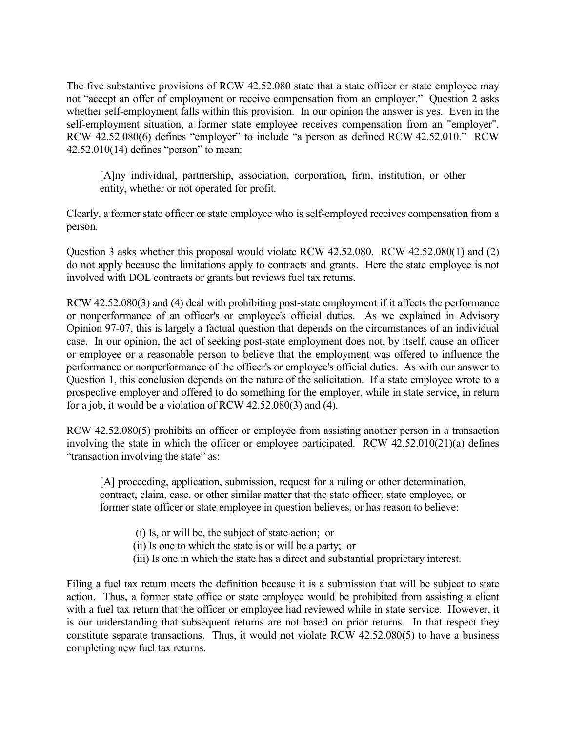The five substantive provisions of RCW 42.52.080 state that a state officer or state employee may not "accept an offer of employment or receive compensation from an employer." Question 2 asks whether self-employment falls within this provision. In our opinion the answer is yes. Even in the self-employment situation, a former state employee receives compensation from an "employer". RCW 42.52.080(6) defines "employer" to include "a person as defined RCW 42.52.010." RCW 42.52.010(14) defines "person" to mean:

> [A]ny individual, partnership, association, corporation, firm, institution, or other entity, whether or not operated for profit.

Clearly, a former state officer or state employee who is self-employed receives compensation from a person.

Question 3 asks whether this proposal would violate RCW 42.52.080. RCW 42.52.080(1) and (2) do not apply because the limitations apply to contracts and grants. Here the state employee is not involved with DOL contracts or grants but reviews fuel tax returns.

RCW 42.52.080(3) and (4) deal with prohibiting post-state employment if it affects the performance or nonperformance of an officer's or employee's official duties. As we explained in Advisory Opinion 97-07, this is largely a factual question that depends on the circumstances of an individual case. In our opinion, the act of seeking post-state employment does not, by itself, cause an officer or employee or a reasonable person to believe that the employment was offered to influence the performance or nonperformance of the officer's or employee's official duties. As with our answer to Question 1, this conclusion depends on the nature of the solicitation. If a state employee wrote to a prospective employer and offered to do something for the employer, while in state service, in return for a job, it would be a violation of RCW 42.52.080(3) and (4).

RCW 42.52.080(5) prohibits an officer or employee from assisting another person in a transaction involving the state in which the officer or employee participated. RCW 42.52.010(21)(a) defines "transaction involving the state" as:

> [A] proceeding, application, submission, request for a ruling or other determination, contract, claim, case, or other similar matter that the state officer, state employee, or former state officer or state employee in question believes, or has reason to believe:
>
> (i) Is, or will be, the subject of state action; or
> (ii) Is one to which the state is or will be a party; or
> (iii) Is one in which the state has a direct and substantial proprietary interest.

Filing a fuel tax return meets the definition because it is a submission that will be subject to state action. Thus, a former state office or state employee would be prohibited from assisting a client with a fuel tax return that the officer or employee had reviewed while in state service. However, it is our understanding that subsequent returns are not based on prior returns. In that respect they constitute separate transactions. Thus, it would not violate RCW 42.52.080(5) to have a business completing new fuel tax returns.